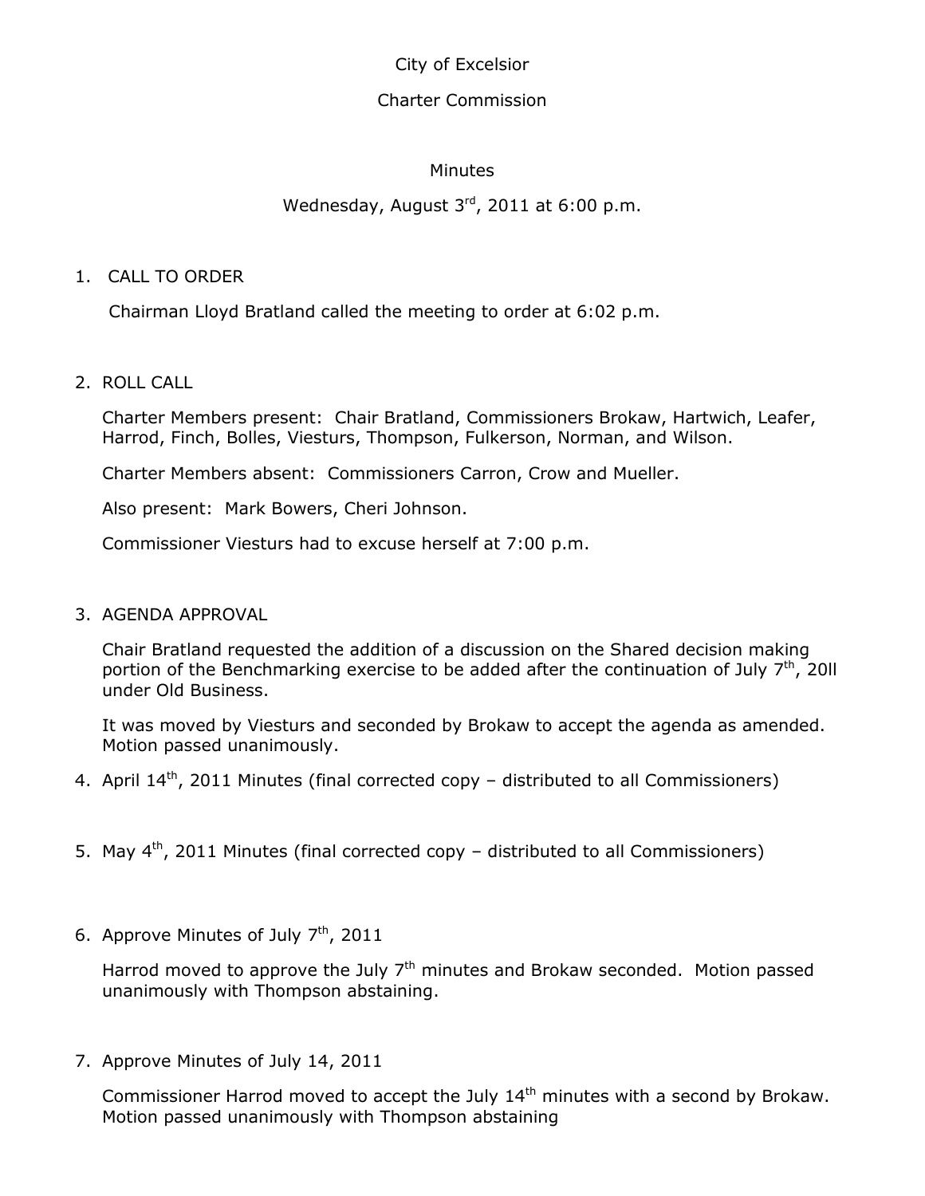City of Excelsior

Charter Commission

Minutes

Wednesday, August 3rd, 2011 at 6:00 p.m.

1. CALL TO ORDER

   Chairman Lloyd Bratland called the meeting to order at 6:02 p.m.

2. ROLL CALL

   Charter Members present: Chair Bratland, Commissioners Brokaw, Hartwich, Leafer, Harrod, Finch, Bolles, Viesturs, Thompson, Fulkerson, Norman, and Wilson.

   Charter Members absent: Commissioners Carron, Crow and Mueller.

   Also present: Mark Bowers, Cheri Johnson.

   Commissioner Viesturs had to excuse herself at 7:00 p.m.

3. AGENDA APPROVAL

   Chair Bratland requested the addition of a discussion on the Shared decision making portion of the Benchmarking exercise to be added after the continuation of July 7th, 20ll under Old Business.

   It was moved by Viesturs and seconded by Brokaw to accept the agenda as amended. Motion passed unanimously.

4. April 14th, 2011 Minutes (final corrected copy – distributed to all Commissioners)

5. May 4th, 2011 Minutes (final corrected copy – distributed to all Commissioners)

6. Approve Minutes of July 7th, 2011

   Harrod moved to approve the July 7th minutes and Brokaw seconded. Motion passed unanimously with Thompson abstaining.

7. Approve Minutes of July 14, 2011

   Commissioner Harrod moved to accept the July 14th minutes with a second by Brokaw. Motion passed unanimously with Thompson abstaining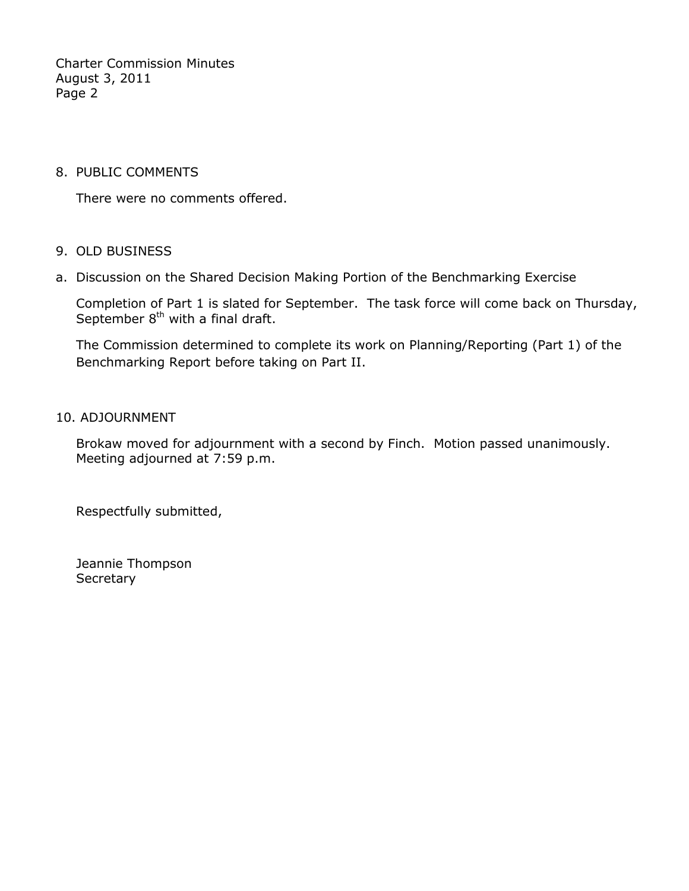## 8. PUBLIC COMMENTS

There were no comments offered.

## 9. OLD BUSINESS

a. Discussion on the Shared Decision Making Portion of the Benchmarking Exercise

Completion of Part 1 is slated for September. The task force will come back on Thursday, September 8th with a final draft.

The Commission determined to complete its work on Planning/Reporting (Part 1) of the Benchmarking Report before taking on Part II.

## 10. ADJOURNMENT

Brokaw moved for adjournment with a second by Finch. Motion passed unanimously. Meeting adjourned at 7:59 p.m.

Respectfully submitted,

Jeannie Thompson
Secretary